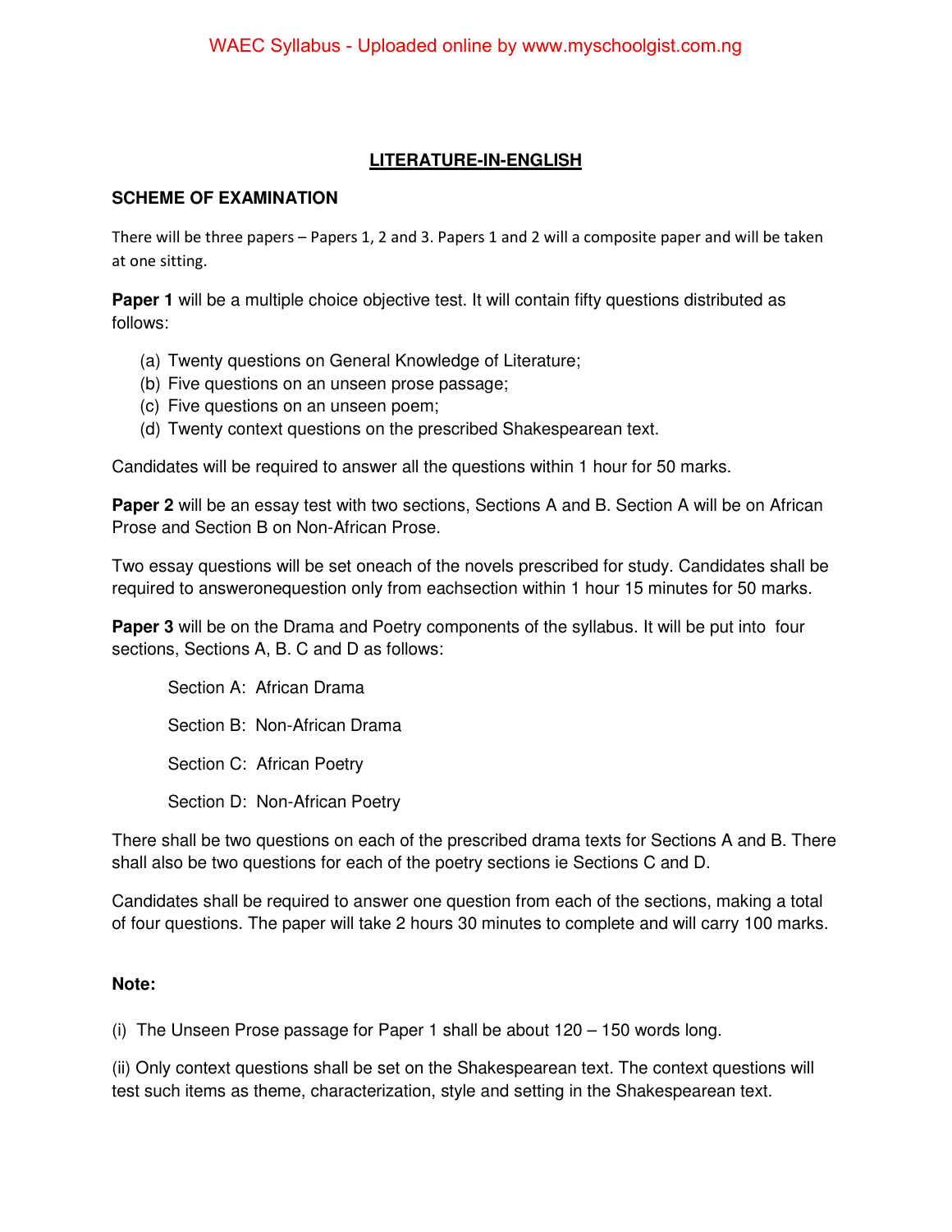# LITERATURE-IN-ENGLISH

## SCHEME OF EXAMINATION

There will be three papers – Papers 1, 2 and 3. Papers 1 and 2 will a composite paper and will be taken at one sitting.

**Paper 1** will be a multiple choice objective test. It will contain fifty questions distributed as follows:

(a) Twenty questions on General Knowledge of Literature;
(b) Five questions on an unseen prose passage;
(c) Five questions on an unseen poem;
(d) Twenty context questions on the prescribed Shakespearean text.

Candidates will be required to answer all the questions within 1 hour for 50 marks.

**Paper 2** will be an essay test with two sections, Sections A and B. Section A will be on African Prose and Section B on Non-African Prose.

Two essay questions will be set oneach of the novels prescribed for study. Candidates shall be required to answeronequestion only from eachsection within 1 hour 15 minutes for 50 marks.

**Paper 3** will be on the Drama and Poetry components of the syllabus. It will be put into four sections, Sections A, B. C and D as follows:

Section A: African Drama

Section B: Non-African Drama

Section C: African Poetry

Section D: Non-African Poetry

There shall be two questions on each of the prescribed drama texts for Sections A and B. There shall also be two questions for each of the poetry sections ie Sections C and D.

Candidates shall be required to answer one question from each of the sections, making a total of four questions. The paper will take 2 hours 30 minutes to complete and will carry 100 marks.

**Note:**

(i) The Unseen Prose passage for Paper 1 shall be about 120 – 150 words long.

(ii) Only context questions shall be set on the Shakespearean text. The context questions will test such items as theme, characterization, style and setting in the Shakespearean text.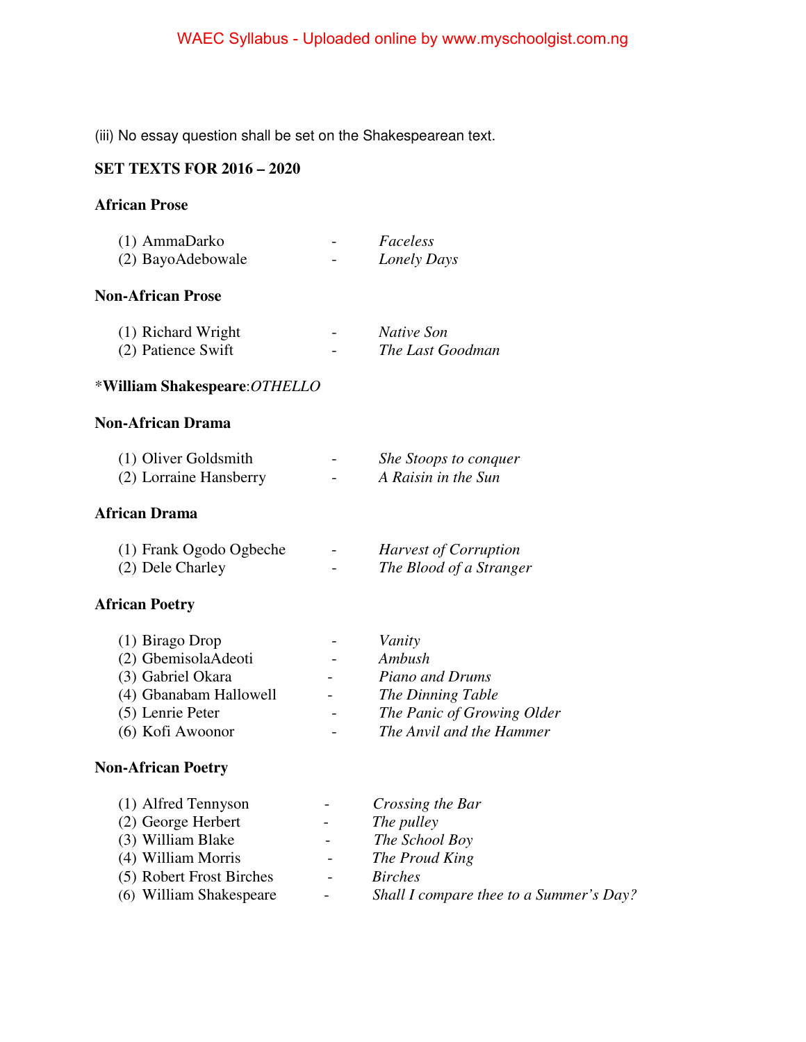(iii) No essay question shall be set on the Shakespearean text.

**SET TEXTS FOR 2016 – 2020**

**African Prose**

(1) AmmaDarko - *Faceless*
(2) BayoAdebowale - *Lonely Days*

**Non-African Prose**

(1) Richard Wright - *Native Son*
(2) Patience Swift - *The Last Goodman*

*__William Shakespeare__:*OTHELLO*

**Non-African Drama**

(1) Oliver Goldsmith - *She Stoops to conquer*
(2) Lorraine Hansberry - *A Raisin in the Sun*

**African Drama**

(1) Frank Ogodo Ogbeche - *Harvest of Corruption*
(2) Dele Charley - *The Blood of a Stranger*

**African Poetry**

(1) Birago Drop - *Vanity*
(2) GbemisolaAdeoti - *Ambush*
(3) Gabriel Okara - *Piano and Drums*
(4) Gbanabam Hallowell - *The Dinning Table*
(5) Lenrie Peter - *The Panic of Growing Older*
(6) Kofi Awoonor - *The Anvil and the Hammer*

**Non-African Poetry**

(1) Alfred Tennyson - *Crossing the Bar*
(2) George Herbert - *The pulley*
(3) William Blake - *The School Boy*
(4) William Morris - *The Proud King*
(5) Robert Frost Birches - *Birches*
(6) William Shakespeare - *Shall I compare thee to a Summer's Day?*